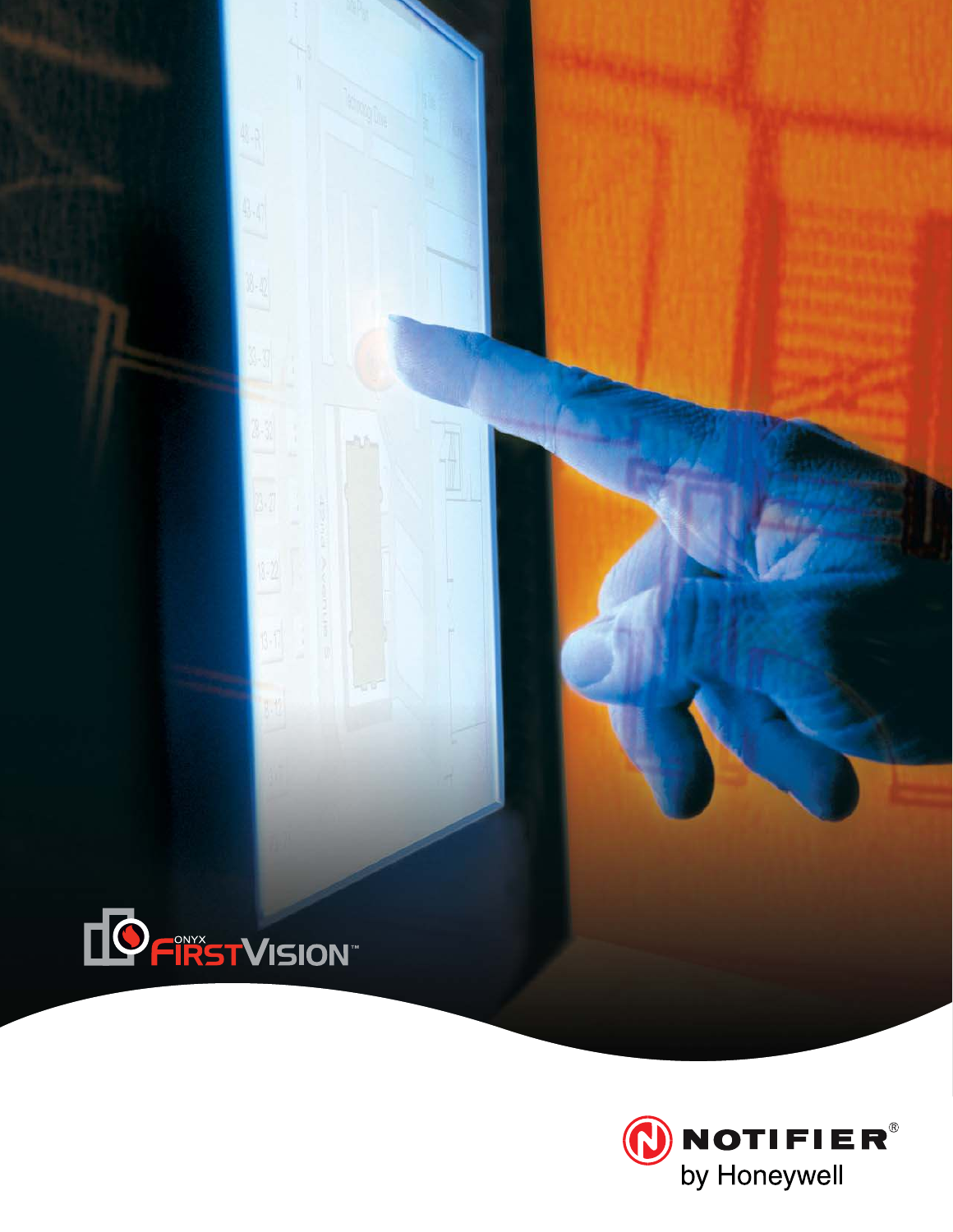ONYX FIRSTVISION™

NOTIFIER® by Honeywell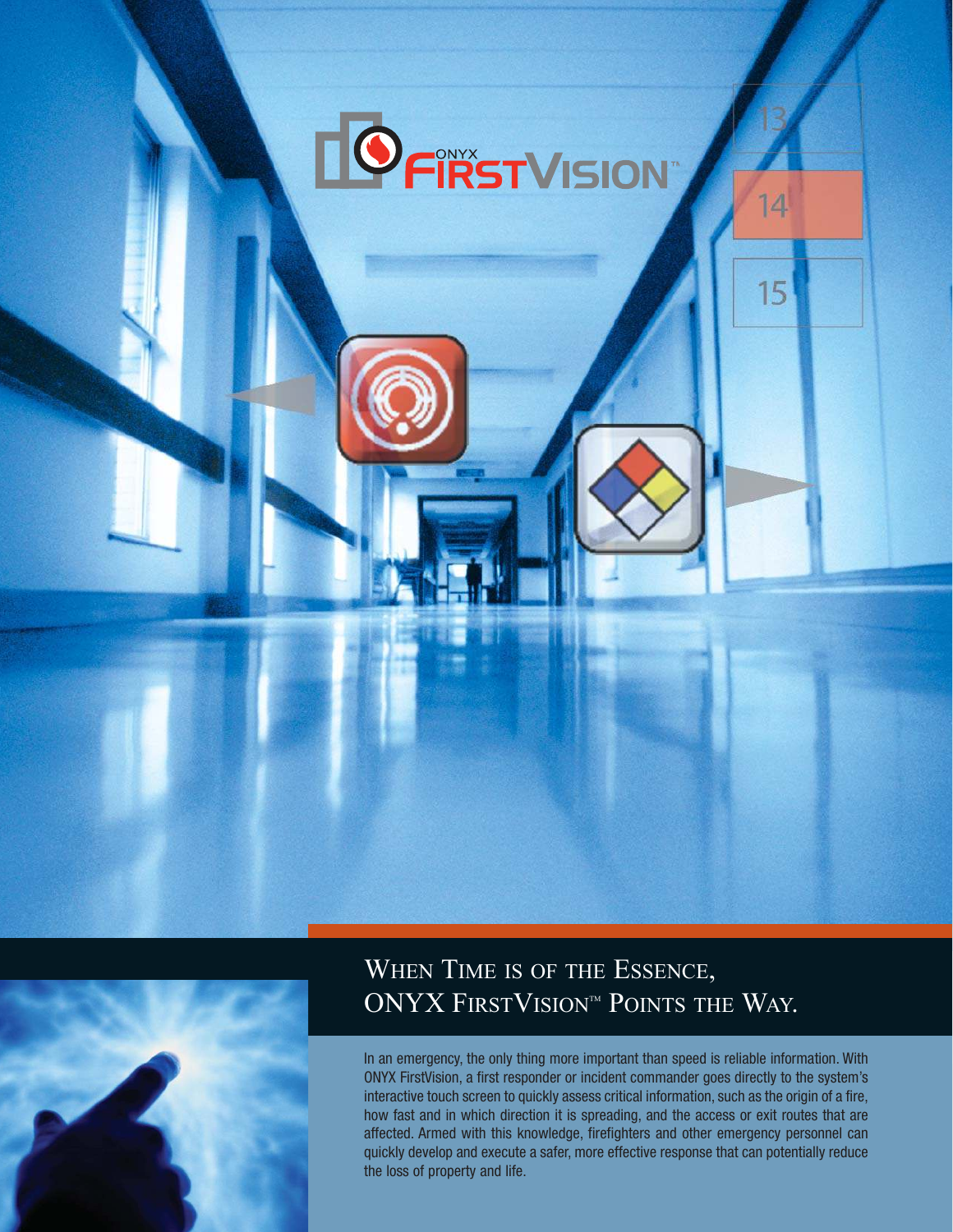# When Time is of the Essence, ONYX FirstVision™ Points the Way.

In an emergency, the only thing more important than speed is reliable information. With ONYX FirstVision, a first responder or incident commander goes directly to the system's interactive touch screen to quickly assess critical information, such as the origin of a fire, how fast and in which direction it is spreading, and the access or exit routes that are affected. Armed with this knowledge, firefighters and other emergency personnel can quickly develop and execute a safer, more effective response that can potentially reduce the loss of property and life.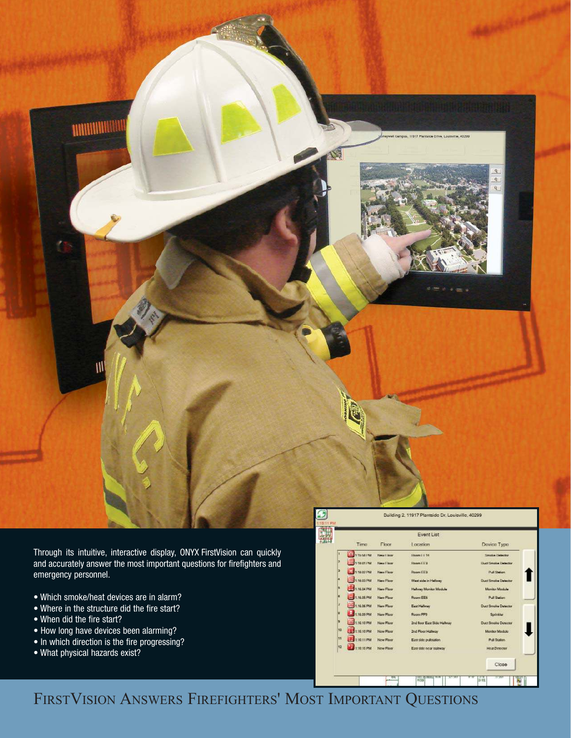Through its intuitive, interactive display, ONYX FirstVision can quickly and accurately answer the most important questions for firefighters and emergency personnel.

- Which smoke/heat devices are in alarm?
- Where in the structure did the fire start?
- When did the fire start?
- How long have devices been alarming?
- In which direction is the fire progressing?
- What physical hazards exist?

# FirstVision Answers Firefighters' Most Important Questions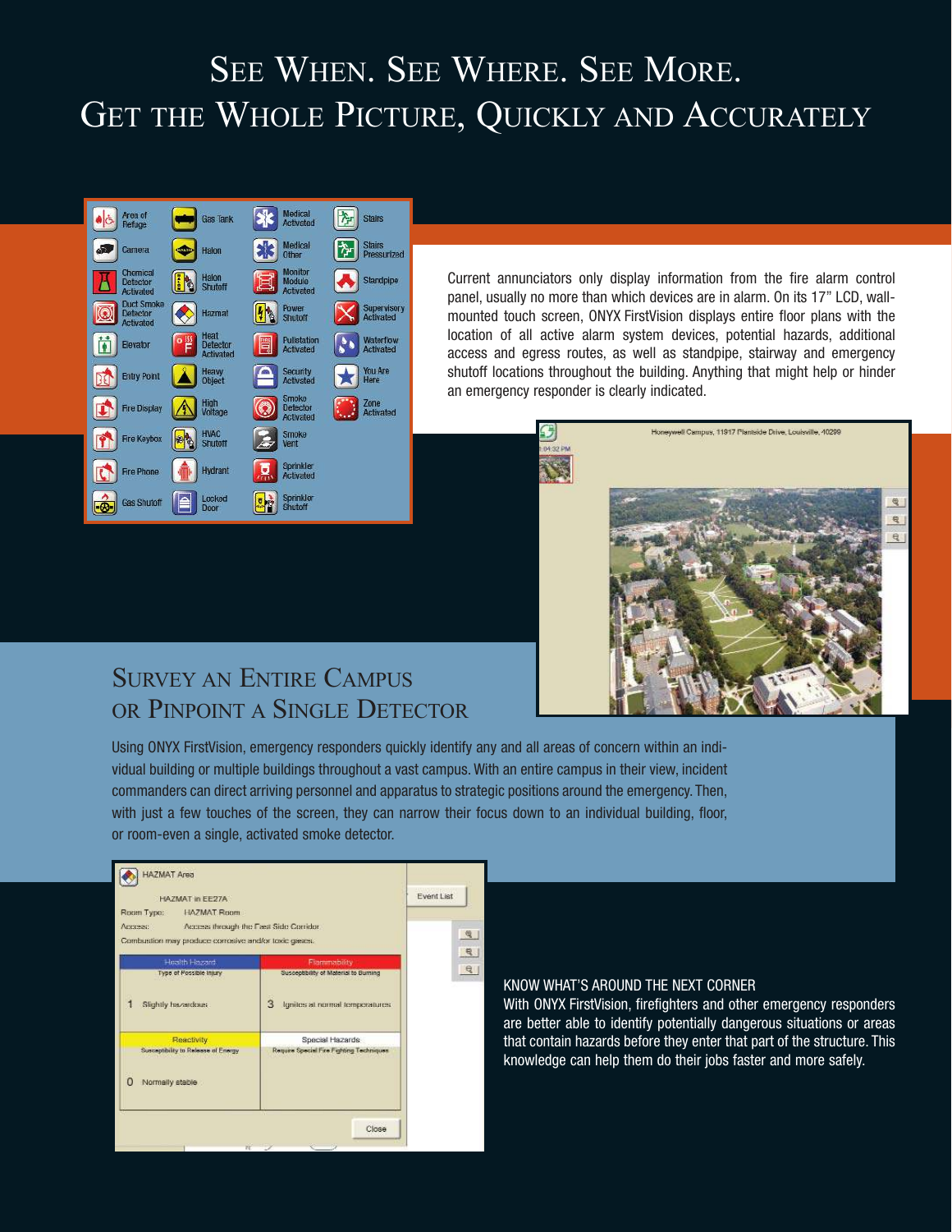# See When. See Where. See More.
# Get the Whole Picture, Quickly and Accurately

Current annunciators only display information from the fire alarm control panel, usually no more than which devices are in alarm. On its 17" LCD, wall-mounted touch screen, ONYX FirstVision displays entire floor plans with the location of all active alarm system devices, potential hazards, additional access and egress routes, as well as standpipe, stairway and emergency shutoff locations throughout the building. Anything that might help or hinder an emergency responder is clearly indicated.

## Survey an Entire Campus or Pinpoint a Single Detector

Using ONYX FirstVision, emergency responders quickly identify any and all areas of concern within an individual building or multiple buildings throughout a vast campus. With an entire campus in their view, incident commanders can direct arriving personnel and apparatus to strategic positions around the emergency. Then, with just a few touches of the screen, they can narrow their focus down to an individual building, floor, or room-even a single, activated smoke detector.

### Know What's Around the Next Corner

With ONYX FirstVision, firefighters and other emergency responders are better able to identify potentially dangerous situations or areas that contain hazards before they enter that part of the structure. This knowledge can help them do their jobs faster and more safely.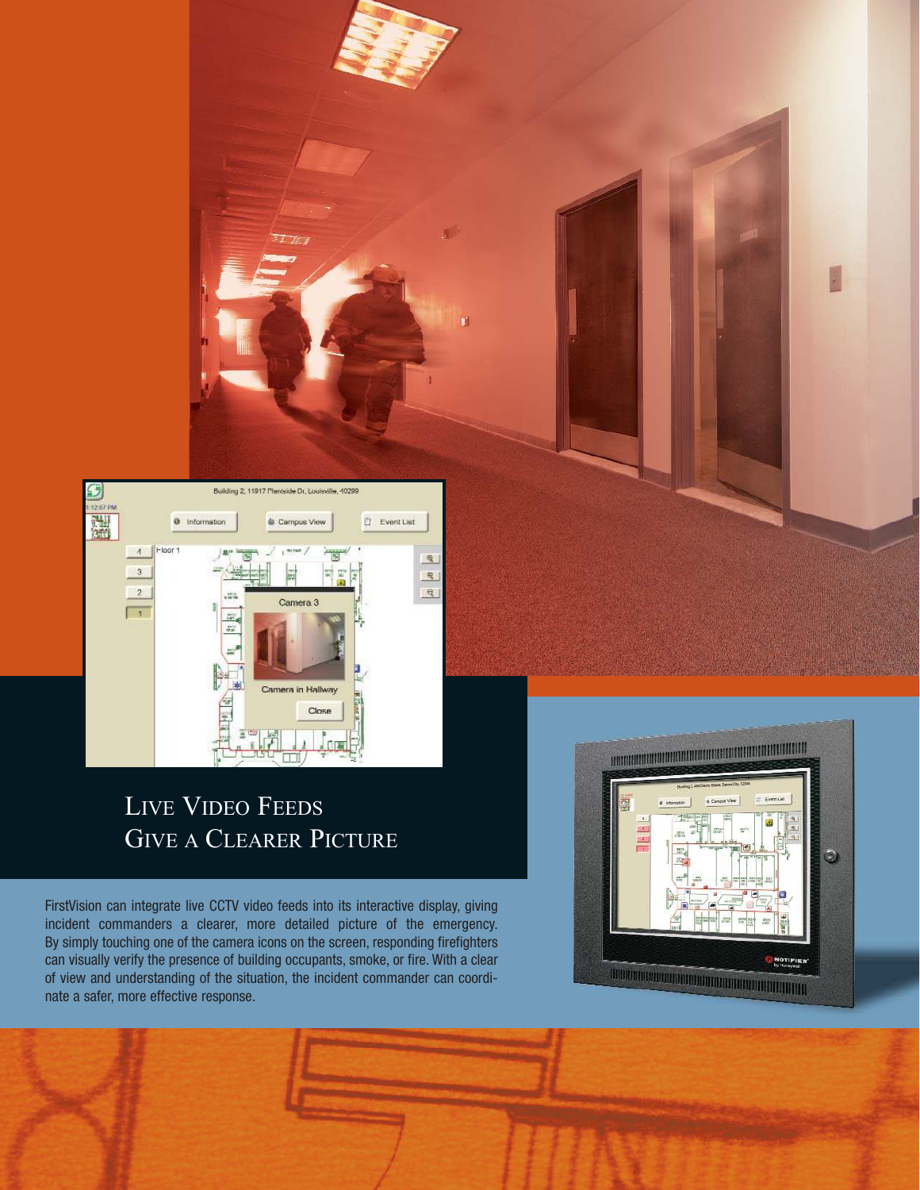# Live Video Feeds Give a Clearer Picture

FirstVision can integrate live CCTV video feeds into its interactive display, giving incident commanders a clearer, more detailed picture of the emergency. By simply touching one of the camera icons on the screen, responding firefighters can visually verify the presence of building occupants, smoke, or fire. With a clear of view and understanding of the situation, the incident commander can coordinate a safer, more effective response.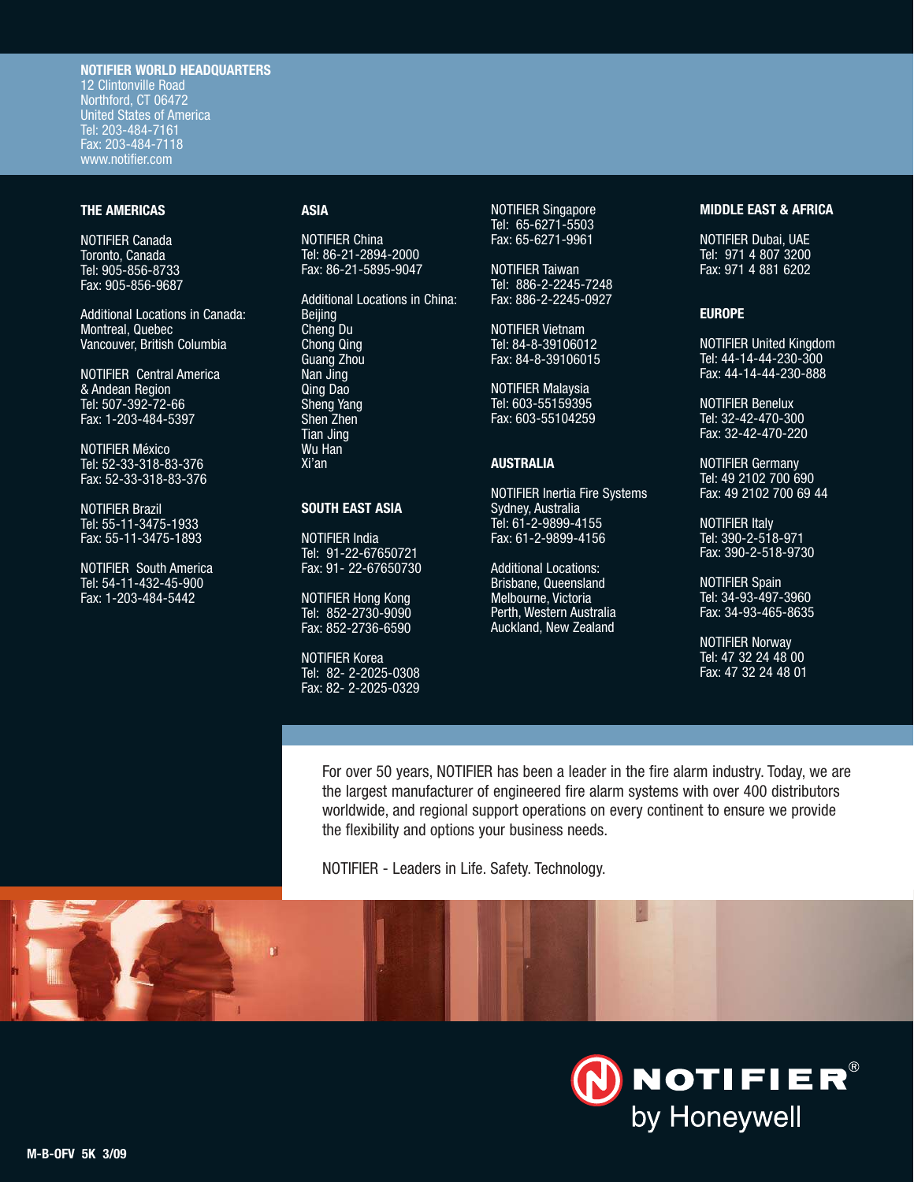**NOTIFIER WORLD HEADQUARTERS**
12 Clintonville Road
Northford, CT 06472
United States of America
Tel: 203-484-7161
Fax: 203-484-7118
www.notifier.com

## THE AMERICAS

NOTIFIER Canada
Toronto, Canada
Tel: 905-856-8733
Fax: 905-856-9687

Additional Locations in Canada:
Montreal, Quebec
Vancouver, British Columbia

NOTIFIER Central America
& Andean Region
Tel: 507-392-72-66
Fax: 1-203-484-5397

NOTIFIER México
Tel: 52-33-318-83-376
Fax: 52-33-318-83-376

NOTIFIER Brazil
Tel: 55-11-3475-1933
Fax: 55-11-3475-1893

NOTIFIER South America
Tel: 54-11-432-45-900
Fax: 1-203-484-5442

## ASIA

NOTIFIER China
Tel: 86-21-2894-2000
Fax: 86-21-5895-9047

Additional Locations in China:
Beijing
Cheng Du
Chong Qing
Guang Zhou
Nan Jing
Qing Dao
Sheng Yang
Shen Zhen
Tian Jing
Wu Han
Xi'an

## SOUTH EAST ASIA

NOTIFIER India
Tel: 91-22-67650721
Fax: 91- 22-67650730

NOTIFIER Hong Kong
Tel: 852-2730-9090
Fax: 852-2736-6590

NOTIFIER Korea
Tel: 82- 2-2025-0308
Fax: 82- 2-2025-0329

NOTIFIER Singapore
Tel: 65-6271-5503
Fax: 65-6271-9961

NOTIFIER Taiwan
Tel: 886-2-2245-7248
Fax: 886-2-2245-0927

NOTIFIER Vietnam
Tel: 84-8-39106012
Fax: 84-8-39106015

NOTIFIER Malaysia
Tel: 603-55159395
Fax: 603-55104259

## AUSTRALIA

NOTIFIER Inertia Fire Systems
Sydney, Australia
Tel: 61-2-9899-4155
Fax: 61-2-9899-4156

Additional Locations:
Brisbane, Queensland
Melbourne, Victoria
Perth, Western Australia
Auckland, New Zealand

## MIDDLE EAST & AFRICA

NOTIFIER Dubai, UAE
Tel: 971 4 807 3200
Fax: 971 4 881 6202

## EUROPE

NOTIFIER United Kingdom
Tel: 44-14-44-230-300
Fax: 44-14-44-230-888

NOTIFIER Benelux
Tel: 32-42-470-300
Fax: 32-42-470-220

NOTIFIER Germany
Tel: 49 2102 700 690
Fax: 49 2102 700 69 44

NOTIFIER Italy
Tel: 390-2-518-971
Fax: 390-2-518-9730

NOTIFIER Spain
Tel: 34-93-497-3960
Fax: 34-93-465-8635

NOTIFIER Norway
Tel: 47 32 24 48 00
Fax: 47 32 24 48 01

For over 50 years, NOTIFIER has been a leader in the fire alarm industry. Today, we are the largest manufacturer of engineered fire alarm systems with over 400 distributors worldwide, and regional support operations on every continent to ensure we provide the flexibility and options your business needs.

NOTIFIER - Leaders in Life. Safety. Technology.

NOTIFIER® by Honeywell

M-B-OFV 5K 3/09